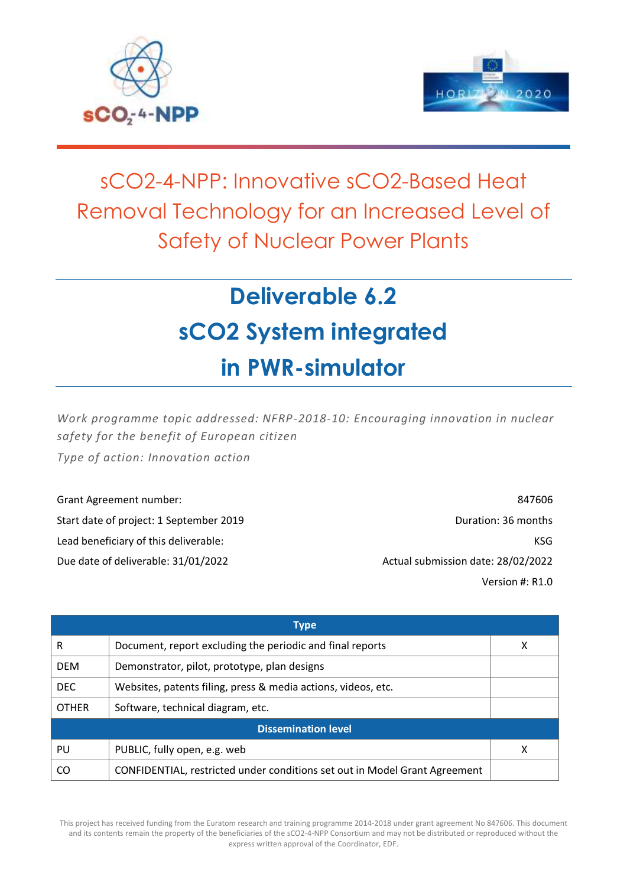# sCO2-4-NPP: Innovative sCO2-Based Heat Removal Technology for an Increased Level of Safety of Nuclear Power Plants

## Deliverable 6.2
## sCO2 System integrated in PWR-simulator

*Work programme topic addressed: NFRP-2018-10: Encouraging innovation in nuclear safety for the benefit of European citizen*

*Type of action: Innovation action*

Grant Agreement number: 847606

Start date of project: 1 September 2019 — Duration: 36 months

Lead beneficiary of this deliverable: KSG

Due date of deliverable: 31/01/2022 — Actual submission date: 28/02/2022

Version #: R1.0

| Type | | |
|---|---|---|
| R | Document, report excluding the periodic and final reports | X |
| DEM | Demonstrator, pilot, prototype, plan designs | |
| DEC | Websites, patents filing, press & media actions, videos, etc. | |
| OTHER | Software, technical diagram, etc. | |
| **Dissemination level** | | |
| PU | PUBLIC, fully open, e.g. web | X |
| CO | CONFIDENTIAL, restricted under conditions set out in Model Grant Agreement | |

This project has received funding from the Euratom research and training programme 2014-2018 under grant agreement No 847606. This document and its contents remain the property of the beneficiaries of the sCO2-4-NPP Consortium and may not be distributed or reproduced without the express written approval of the Coordinator, EDF.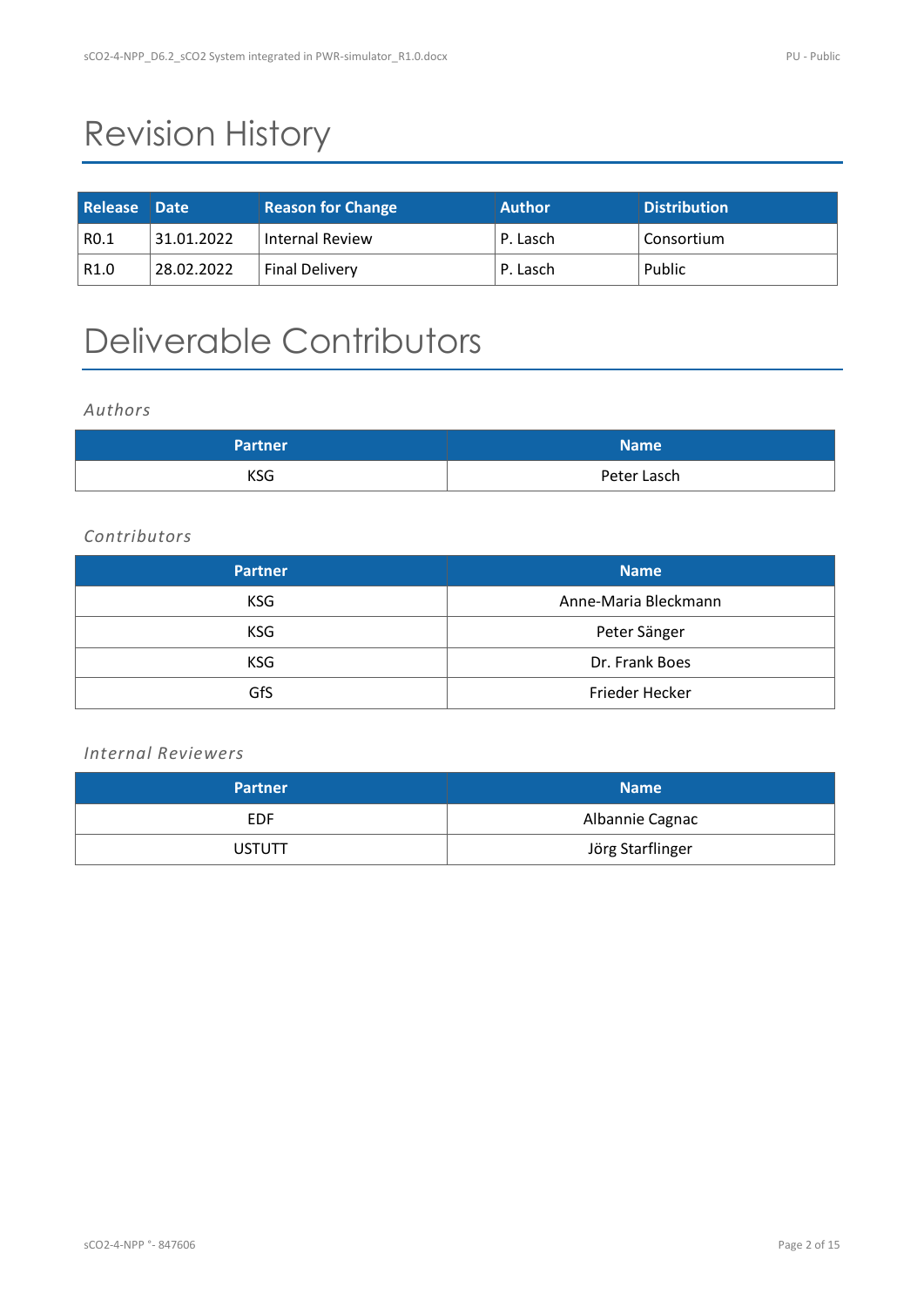# Revision History

| Release | Date | Reason for Change | Author | Distribution |
|---|---|---|---|---|
| R0.1 | 31.01.2022 | Internal Review | P. Lasch | Consortium |
| R1.0 | 28.02.2022 | Final Delivery | P. Lasch | Public |

# Deliverable Contributors

### *Authors*

| Partner | Name |
|---|---|
| KSG | Peter Lasch |

### *Contributors*

| Partner | Name |
|---|---|
| KSG | Anne-Maria Bleckmann |
| KSG | Peter Sänger |
| KSG | Dr. Frank Boes |
| GfS | Frieder Hecker |

### *Internal Reviewers*

| Partner | Name |
|---|---|
| EDF | Albannie Cagnac |
| USTUTT | Jörg Starflinger |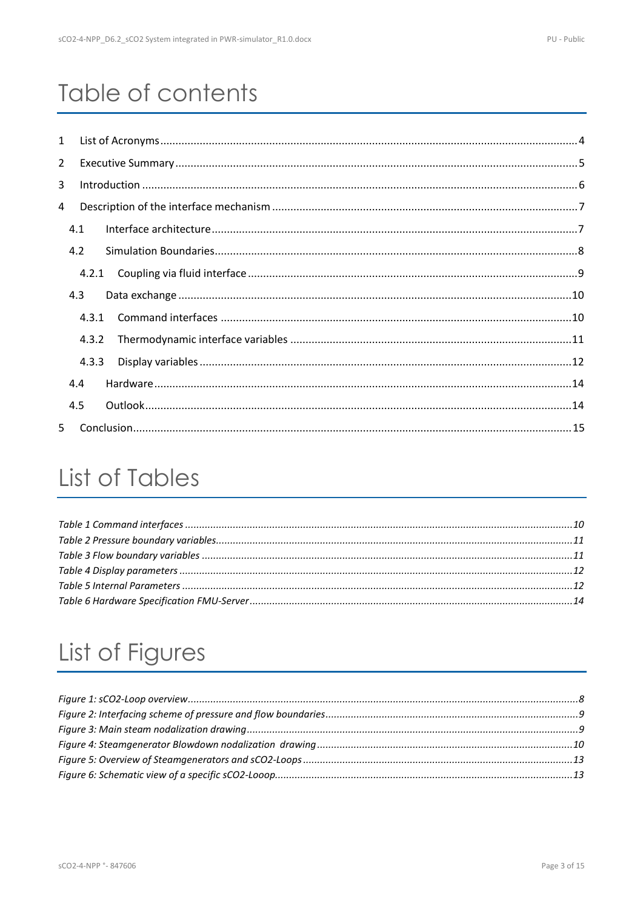# Table of contents

1 List of Acronyms ... 4
2 Executive Summary ... 5
3 Introduction ... 6
4 Description of the interface mechanism ... 7
- 4.1 Interface architecture ... 7
- 4.2 Simulation Boundaries ... 8
  - 4.2.1 Coupling via fluid interface ... 9
- 4.3 Data exchange ... 10
  - 4.3.1 Command interfaces ... 10
  - 4.3.2 Thermodynamic interface variables ... 11
  - 4.3.3 Display variables ... 12
- 4.4 Hardware ... 14
- 4.5 Outlook ... 14

5 Conclusion ... 15

# List of Tables

*Table 1 Command interfaces ... 10*
*Table 2 Pressure boundary variables ... 11*
*Table 3 Flow boundary variables ... 11*
*Table 4 Display parameters ... 12*
*Table 5 Internal Parameters ... 12*
*Table 6 Hardware Specification FMU-Server ... 14*

# List of Figures

*Figure 1: sCO2-Loop overview ... 8*
*Figure 2: Interfacing scheme of pressure and flow boundaries ... 9*
*Figure 3: Main steam nodalization drawing ... 9*
*Figure 4: Steamgenerator Blowdown nodalization drawing ... 10*
*Figure 5: Overview of Steamgenerators and sCO2-Loops ... 13*
*Figure 6: Schematic view of a specific sCO2-Looop ... 13*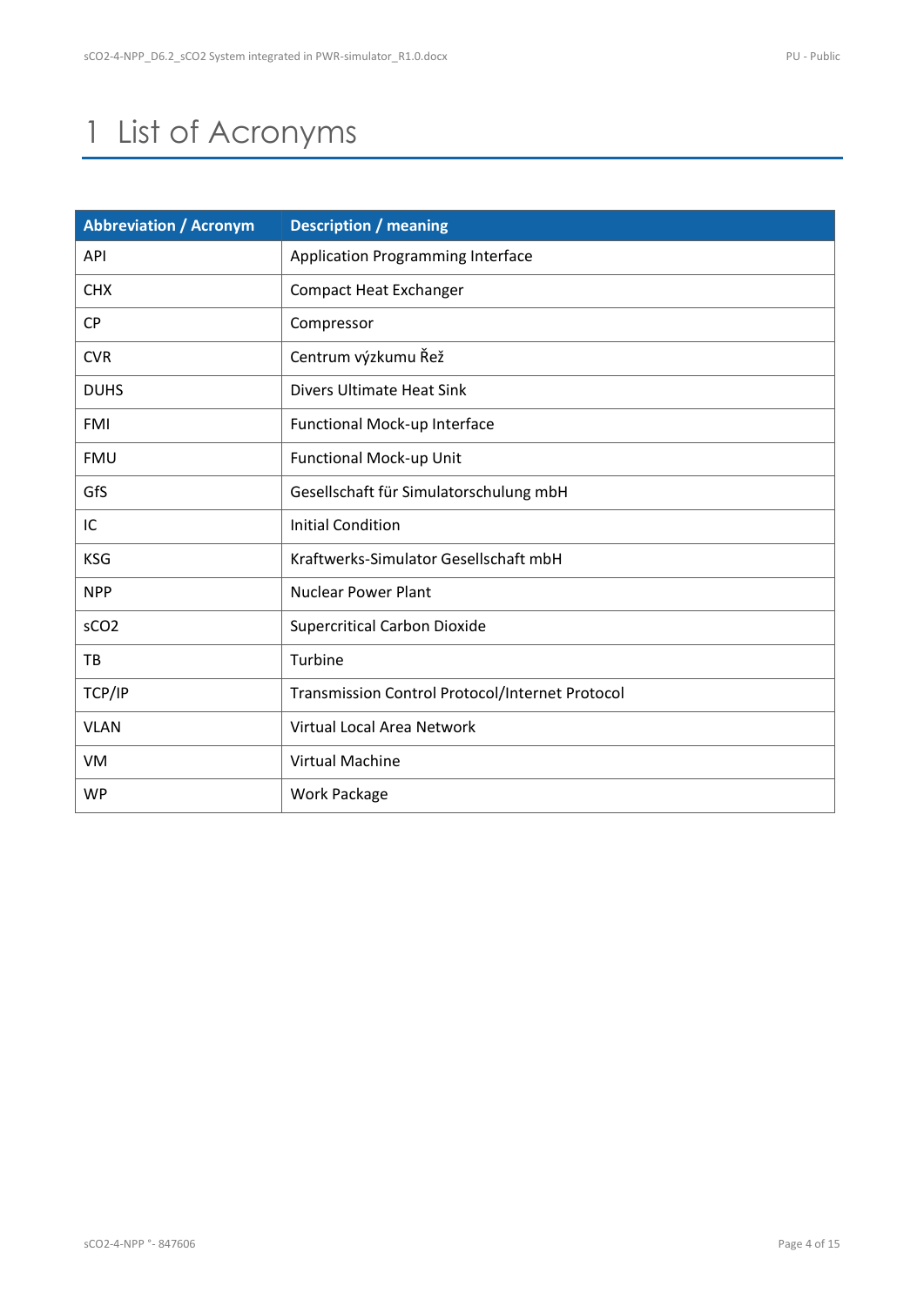# 1 List of Acronyms

| Abbreviation / Acronym | Description / meaning |
|---|---|
| API | Application Programming Interface |
| CHX | Compact Heat Exchanger |
| CP | Compressor |
| CVR | Centrum výzkumu Řež |
| DUHS | Divers Ultimate Heat Sink |
| FMI | Functional Mock-up Interface |
| FMU | Functional Mock-up Unit |
| GfS | Gesellschaft für Simulatorschulung mbH |
| IC | Initial Condition |
| KSG | Kraftwerks-Simulator Gesellschaft mbH |
| NPP | Nuclear Power Plant |
| sCO2 | Supercritical Carbon Dioxide |
| TB | Turbine |
| TCP/IP | Transmission Control Protocol/Internet Protocol |
| VLAN | Virtual Local Area Network |
| VM | Virtual Machine |
| WP | Work Package |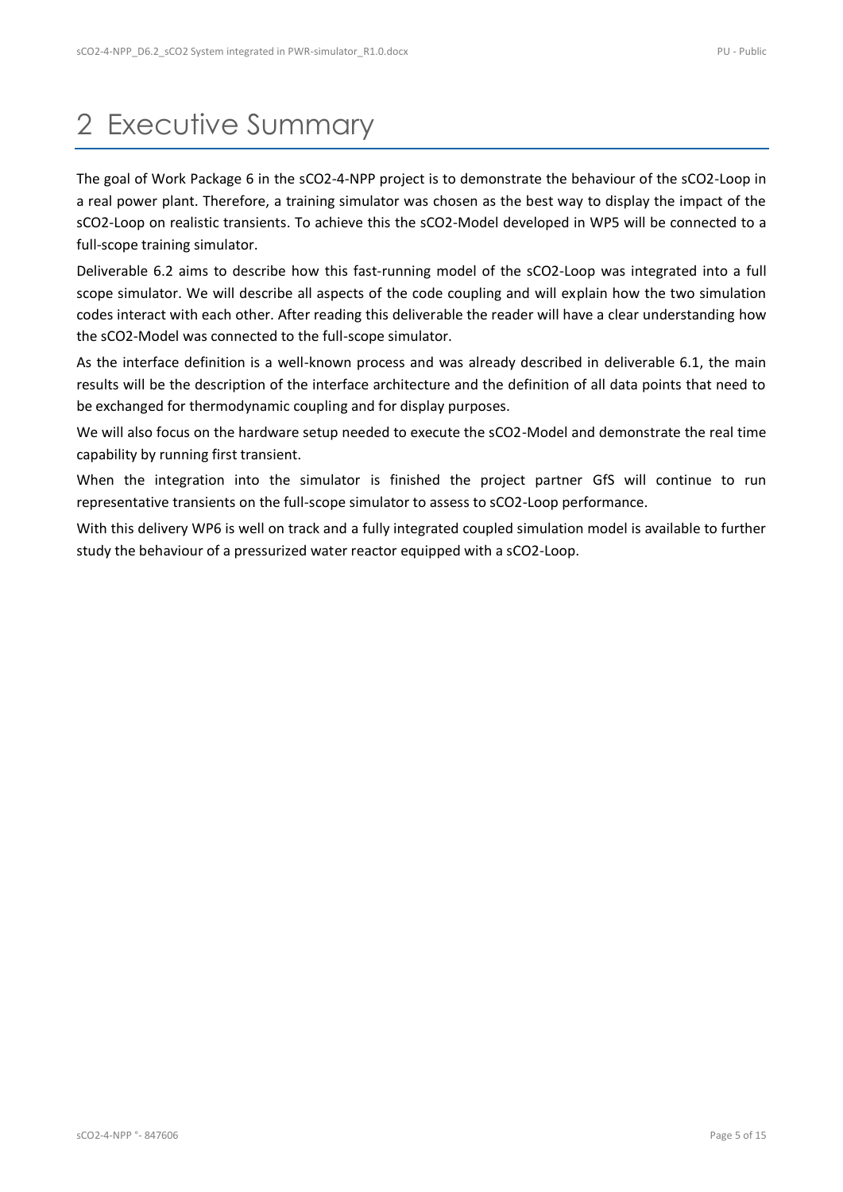# 2 Executive Summary

The goal of Work Package 6 in the sCO2-4-NPP project is to demonstrate the behaviour of the sCO2-Loop in a real power plant. Therefore, a training simulator was chosen as the best way to display the impact of the sCO2-Loop on realistic transients. To achieve this the sCO2-Model developed in WP5 will be connected to a full-scope training simulator.

Deliverable 6.2 aims to describe how this fast-running model of the sCO2-Loop was integrated into a full scope simulator. We will describe all aspects of the code coupling and will explain how the two simulation codes interact with each other. After reading this deliverable the reader will have a clear understanding how the sCO2-Model was connected to the full-scope simulator.

As the interface definition is a well-known process and was already described in deliverable 6.1, the main results will be the description of the interface architecture and the definition of all data points that need to be exchanged for thermodynamic coupling and for display purposes.

We will also focus on the hardware setup needed to execute the sCO2-Model and demonstrate the real time capability by running first transient.

When the integration into the simulator is finished the project partner GfS will continue to run representative transients on the full-scope simulator to assess to sCO2-Loop performance.

With this delivery WP6 is well on track and a fully integrated coupled simulation model is available to further study the behaviour of a pressurized water reactor equipped with a sCO2-Loop.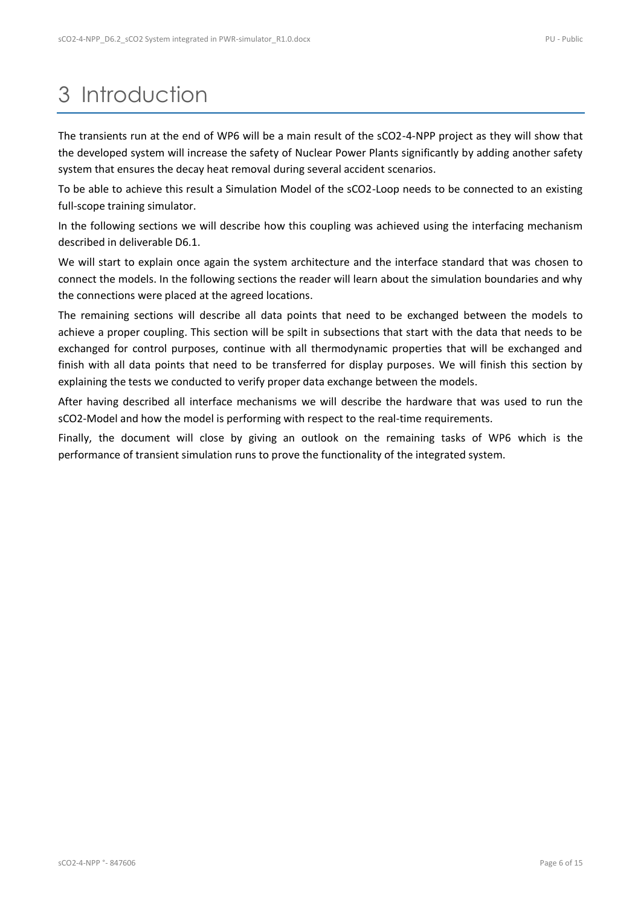# 3 Introduction

The transients run at the end of WP6 will be a main result of the sCO2-4-NPP project as they will show that the developed system will increase the safety of Nuclear Power Plants significantly by adding another safety system that ensures the decay heat removal during several accident scenarios.

To be able to achieve this result a Simulation Model of the sCO2-Loop needs to be connected to an existing full-scope training simulator.

In the following sections we will describe how this coupling was achieved using the interfacing mechanism described in deliverable D6.1.

We will start to explain once again the system architecture and the interface standard that was chosen to connect the models. In the following sections the reader will learn about the simulation boundaries and why the connections were placed at the agreed locations.

The remaining sections will describe all data points that need to be exchanged between the models to achieve a proper coupling. This section will be spilt in subsections that start with the data that needs to be exchanged for control purposes, continue with all thermodynamic properties that will be exchanged and finish with all data points that need to be transferred for display purposes. We will finish this section by explaining the tests we conducted to verify proper data exchange between the models.

After having described all interface mechanisms we will describe the hardware that was used to run the sCO2-Model and how the model is performing with respect to the real-time requirements.

Finally, the document will close by giving an outlook on the remaining tasks of WP6 which is the performance of transient simulation runs to prove the functionality of the integrated system.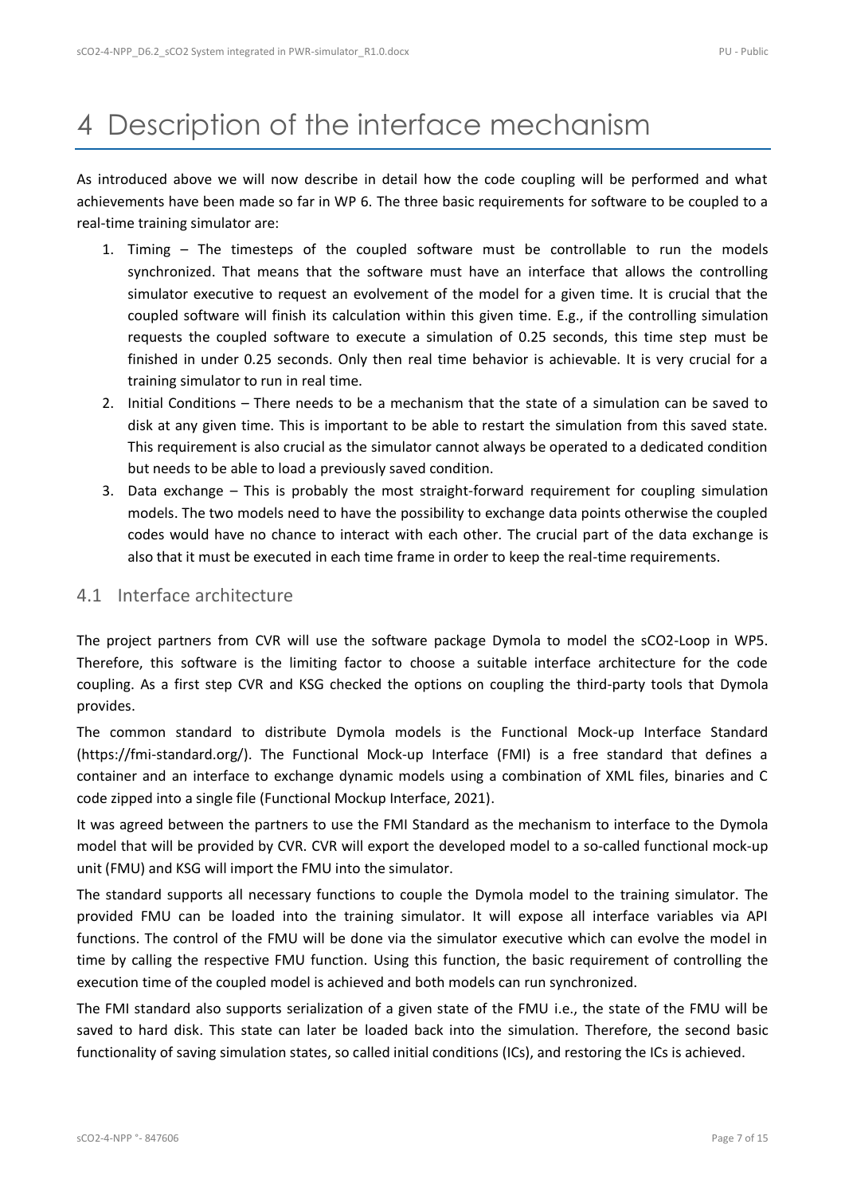// Editorial hint: the reply should be a Markdown table.
# 4 Description of the interface mechanism

As introduced above we will now describe in detail how the code coupling will be performed and what achievements have been made so far in WP 6. The three basic requirements for software to be coupled to a real-time training simulator are:

1. Timing – The timesteps of the coupled software must be controllable to run the models synchronized. That means that the software must have an interface that allows the controlling simulator executive to request an evolvement of the model for a given time. It is crucial that the coupled software will finish its calculation within this given time. E.g., if the controlling simulation requests the coupled software to execute a simulation of 0.25 seconds, this time step must be finished in under 0.25 seconds. Only then real time behavior is achievable. It is very crucial for a training simulator to run in real time.
2. Initial Conditions – There needs to be a mechanism that the state of a simulation can be saved to disk at any given time. This is important to be able to restart the simulation from this saved state. This requirement is also crucial as the simulator cannot always be operated to a dedicated condition but needs to be able to load a previously saved condition.
3. Data exchange – This is probably the most straight-forward requirement for coupling simulation models. The two models need to have the possibility to exchange data points otherwise the coupled codes would have no chance to interact with each other. The crucial part of the data exchange is also that it must be executed in each time frame in order to keep the real-time requirements.

## 4.1 Interface architecture

The project partners from CVR will use the software package Dymola to model the sCO2-Loop in WP5. Therefore, this software is the limiting factor to choose a suitable interface architecture for the code coupling. As a first step CVR and KSG checked the options on coupling the third-party tools that Dymola provides.

The common standard to distribute Dymola models is the Functional Mock-up Interface Standard (https://fmi-standard.org/). The Functional Mock-up Interface (FMI) is a free standard that defines a container and an interface to exchange dynamic models using a combination of XML files, binaries and C code zipped into a single file (Functional Mockup Interface, 2021).

It was agreed between the partners to use the FMI Standard as the mechanism to interface to the Dymola model that will be provided by CVR. CVR will export the developed model to a so-called functional mock-up unit (FMU) and KSG will import the FMU into the simulator.

The standard supports all necessary functions to couple the Dymola model to the training simulator. The provided FMU can be loaded into the training simulator. It will expose all interface variables via API functions. The control of the FMU will be done via the simulator executive which can evolve the model in time by calling the respective FMU function. Using this function, the basic requirement of controlling the execution time of the coupled model is achieved and both models can run synchronized.

The FMI standard also supports serialization of a given state of the FMU i.e., the state of the FMU will be saved to hard disk. This state can later be loaded back into the simulation. Therefore, the second basic functionality of saving simulation states, so called initial conditions (ICs), and restoring the ICs is achieved.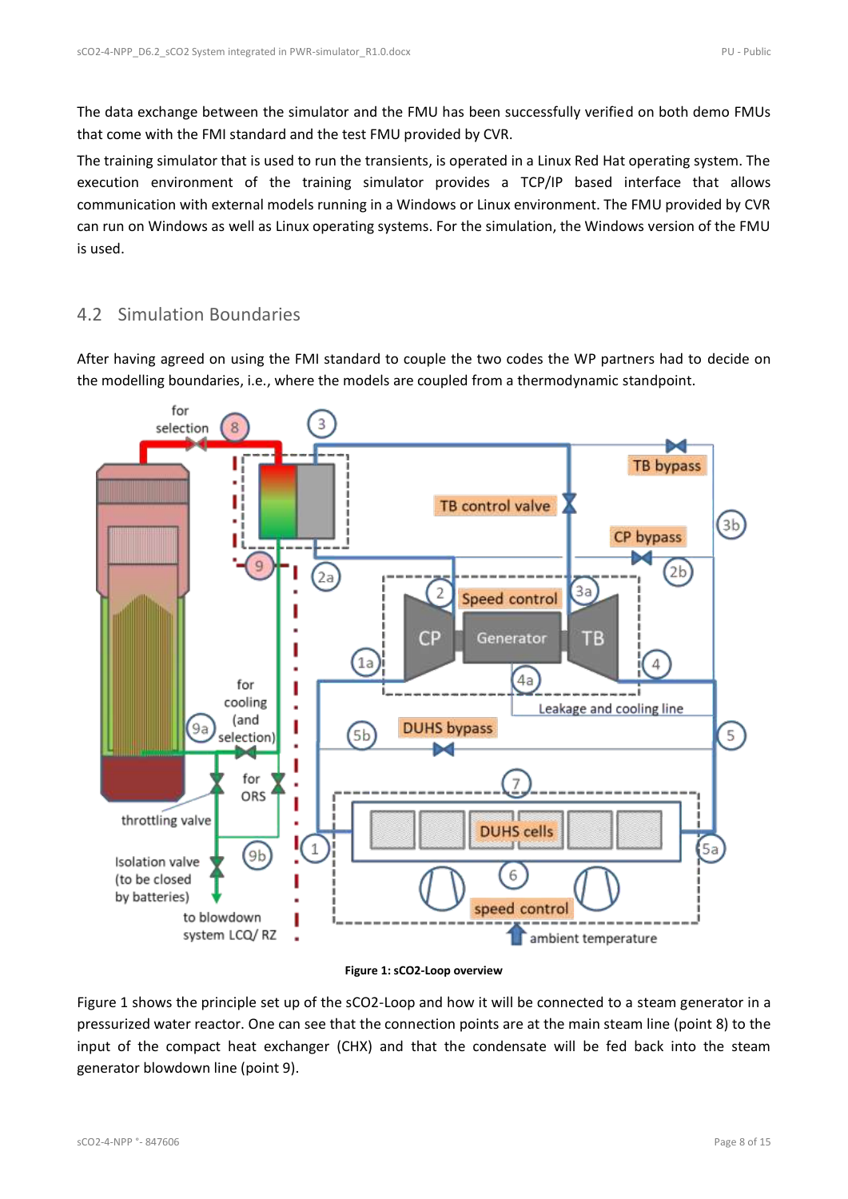The data exchange between the simulator and the FMU has been successfully verified on both demo FMUs that come with the FMI standard and the test FMU provided by CVR.

The training simulator that is used to run the transients, is operated in a Linux Red Hat operating system. The execution environment of the training simulator provides a TCP/IP based interface that allows communication with external models running in a Windows or Linux environment. The FMU provided by CVR can run on Windows as well as Linux operating systems. For the simulation, the Windows version of the FMU is used.

## 4.2 Simulation Boundaries

After having agreed on using the FMI standard to couple the two codes the WP partners had to decide on the modelling boundaries, i.e., where the models are coupled from a thermodynamic standpoint.

**Figure 1: sCO2-Loop overview**

Figure 1 shows the principle set up of the sCO2-Loop and how it will be connected to a steam generator in a pressurized water reactor. One can see that the connection points are at the main steam line (point 8) to the input of the compact heat exchanger (CHX) and that the condensate will be fed back into the steam generator blowdown line (point 9).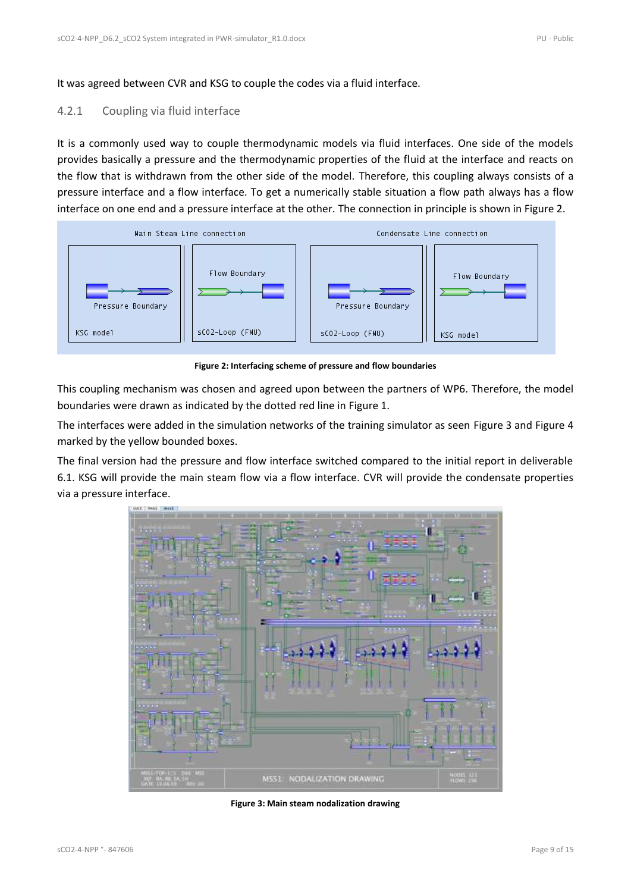It was agreed between CVR and KSG to couple the codes via a fluid interface.

### 4.2.1 Coupling via fluid interface

It is a commonly used way to couple thermodynamic models via fluid interfaces. One side of the models provides basically a pressure and the thermodynamic properties of the fluid at the interface and reacts on the flow that is withdrawn from the other side of the model. Therefore, this coupling always consists of a pressure interface and a flow interface. To get a numerically stable situation a flow path always has a flow interface on one end and a pressure interface at the other. The connection in principle is shown in Figure 2.

**Figure 2: Interfacing scheme of pressure and flow boundaries**

This coupling mechanism was chosen and agreed upon between the partners of WP6. Therefore, the model boundaries were drawn as indicated by the dotted red line in Figure 1.

The interfaces were added in the simulation networks of the training simulator as seen Figure 3 and Figure 4 marked by the yellow bounded boxes.

The final version had the pressure and flow interface switched compared to the initial report in deliverable 6.1. KSG will provide the main steam flow via a flow interface. CVR will provide the condensate properties via a pressure interface.

**Figure 3: Main steam nodalization drawing**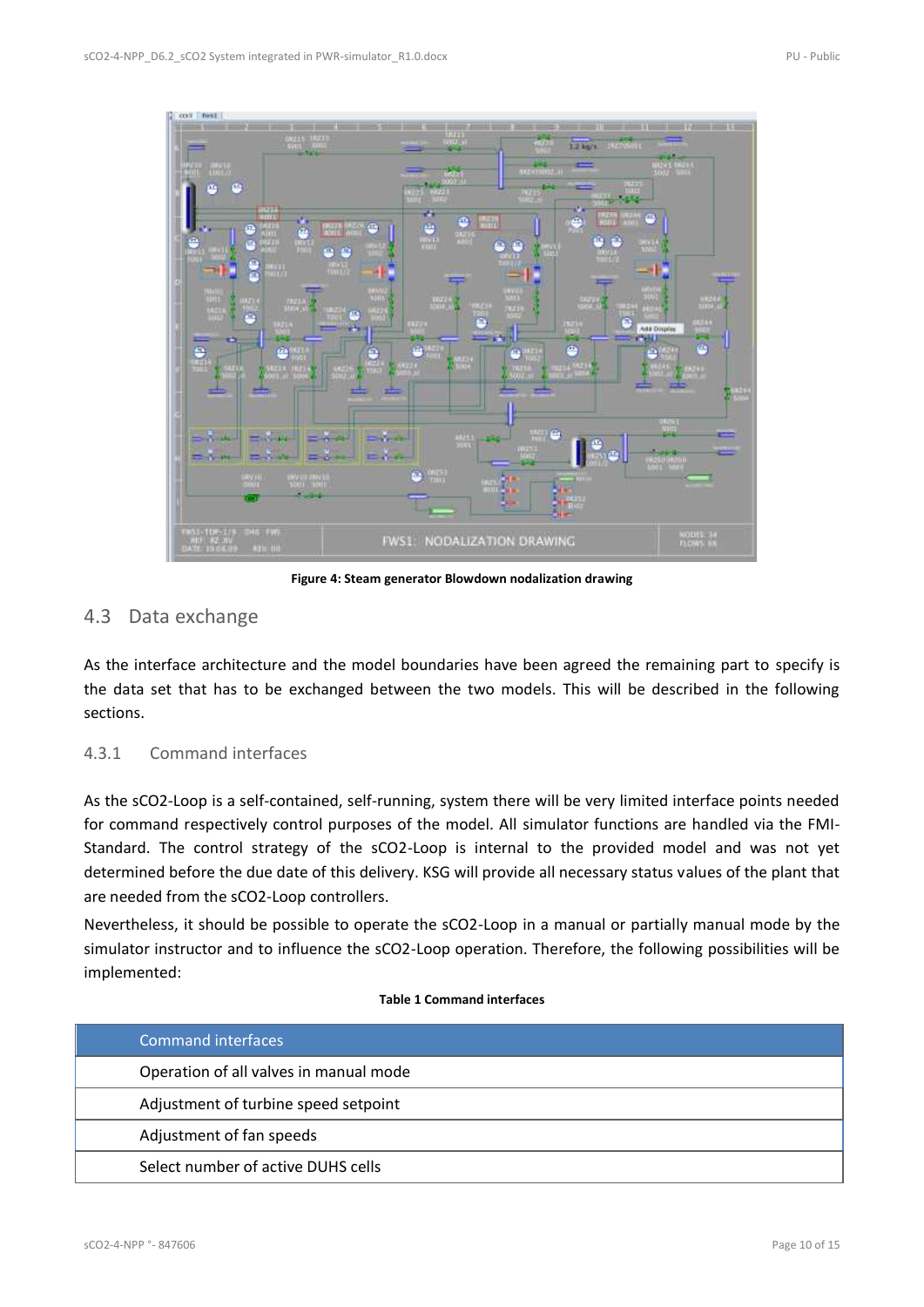Figure 4: Steam generator Blowdown nodalization drawing

## 4.3 Data exchange

As the interface architecture and the model boundaries have been agreed the remaining part to specify is the data set that has to be exchanged between the two models. This will be described in the following sections.

### 4.3.1 Command interfaces

As the sCO2-Loop is a self-contained, self-running, system there will be very limited interface points needed for command respectively control purposes of the model. All simulator functions are handled via the FMI-Standard. The control strategy of the sCO2-Loop is internal to the provided model and was not yet determined before the due date of this delivery. KSG will provide all necessary status values of the plant that are needed from the sCO2-Loop controllers.

Nevertheless, it should be possible to operate the sCO2-Loop in a manual or partially manual mode by the simulator instructor and to influence the sCO2-Loop operation. Therefore, the following possibilities will be implemented:

**Table 1 Command interfaces**

| Command interfaces |
| --- |
| Operation of all valves in manual mode |
| Adjustment of turbine speed setpoint |
| Adjustment of fan speeds |
| Select number of active DUHS cells |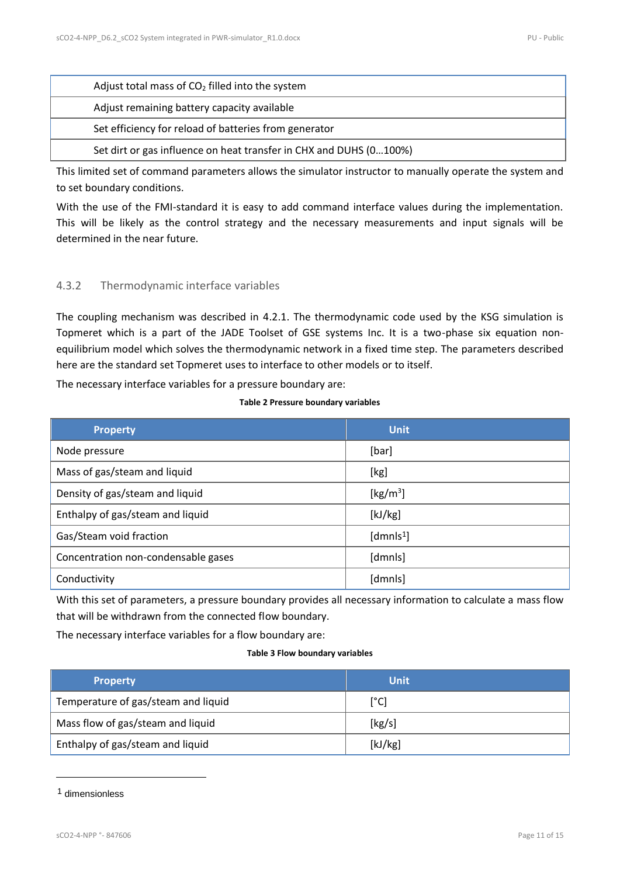| Adjust total mass of $CO_2$ filled into the system |
| --- |
| Adjust remaining battery capacity available |
| Set efficiency for reload of batteries from generator |
| Set dirt or gas influence on heat transfer in CHX and DUHS (0…100%) |

This limited set of command parameters allows the simulator instructor to manually operate the system and to set boundary conditions.

With the use of the FMI-standard it is easy to add command interface values during the implementation. This will be likely as the control strategy and the necessary measurements and input signals will be determined in the near future.

### 4.3.2 Thermodynamic interface variables

The coupling mechanism was described in 4.2.1. The thermodynamic code used by the KSG simulation is Topmeret which is a part of the JADE Toolset of GSE systems Inc. It is a two-phase six equation non-equilibrium model which solves the thermodynamic network in a fixed time step. The parameters described here are the standard set Topmeret uses to interface to other models or to itself.

The necessary interface variables for a pressure boundary are:

**Table 2 Pressure boundary variables**

| Property | Unit |
| --- | --- |
| Node pressure | [bar] |
| Mass of gas/steam and liquid | [kg] |
| Density of gas/steam and liquid | [kg/m$^3$] |
| Enthalpy of gas/steam and liquid | [kJ/kg] |
| Gas/Steam void fraction | [dmnls[1]] |
| Concentration non-condensable gases | [dmnls] |
| Conductivity | [dmnls] |

With this set of parameters, a pressure boundary provides all necessary information to calculate a mass flow that will be withdrawn from the connected flow boundary.

The necessary interface variables for a flow boundary are:

**Table 3 Flow boundary variables**

| Property | Unit |
| --- | --- |
| Temperature of gas/steam and liquid | [°C] |
| Mass flow of gas/steam and liquid | [kg/s] |
| Enthalpy of gas/steam and liquid | [kJ/kg] |

[1] dimensionless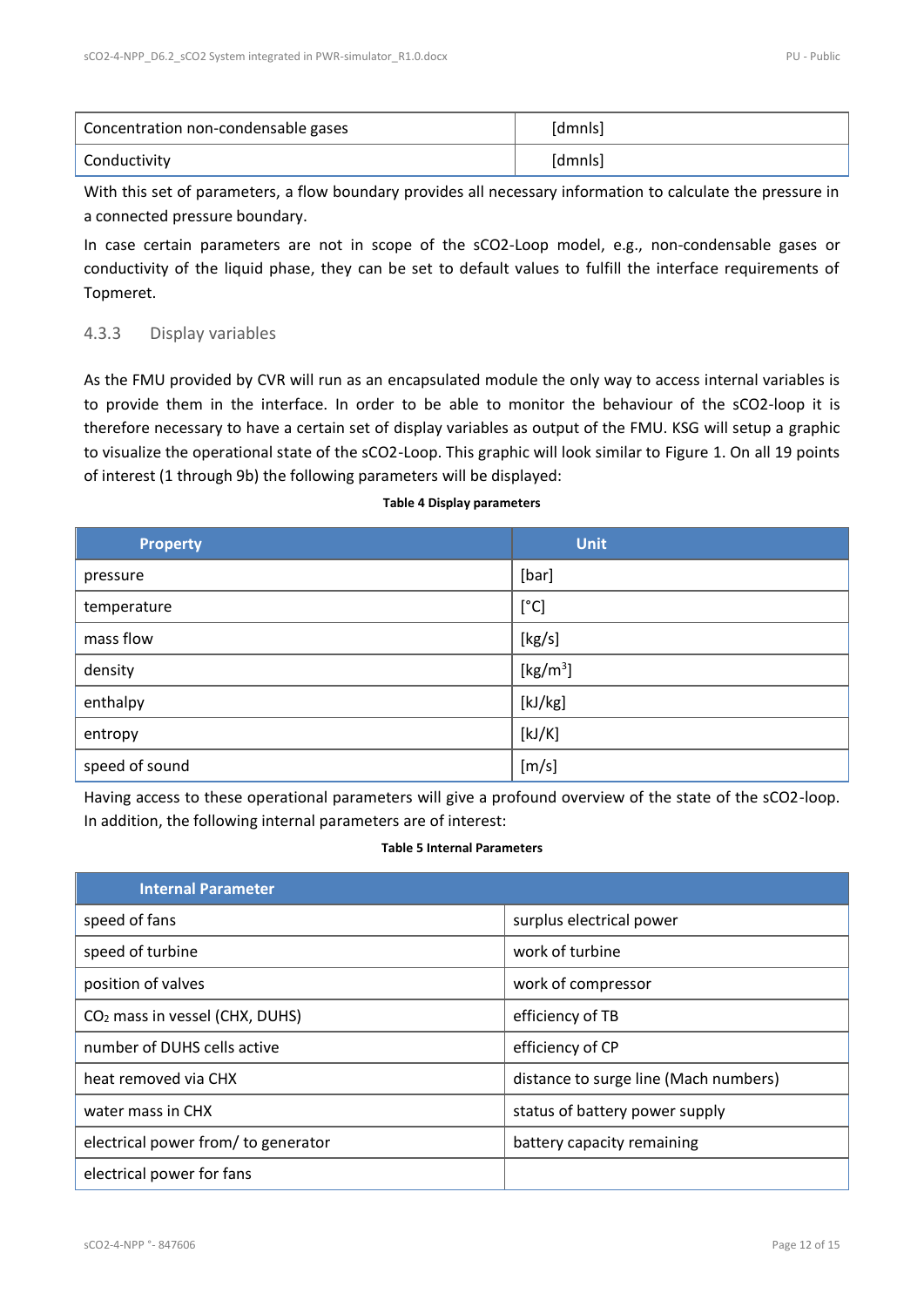| | |
|---|---|
| Concentration non-condensable gases | [dmnls] |
| Conductivity | [dmnls] |

With this set of parameters, a flow boundary provides all necessary information to calculate the pressure in a connected pressure boundary.

In case certain parameters are not in scope of the sCO2-Loop model, e.g., non-condensable gases or conductivity of the liquid phase, they can be set to default values to fulfill the interface requirements of Topmeret.

### 4.3.3 Display variables

As the FMU provided by CVR will run as an encapsulated module the only way to access internal variables is to provide them in the interface. In order to be able to monitor the behaviour of the sCO2-loop it is therefore necessary to have a certain set of display variables as output of the FMU. KSG will setup a graphic to visualize the operational state of the sCO2-Loop. This graphic will look similar to Figure 1. On all 19 points of interest (1 through 9b) the following parameters will be displayed:

**Table 4 Display parameters**

| Property | Unit |
|---|---|
| pressure | [bar] |
| temperature | [°C] |
| mass flow | [kg/s] |
| density | [kg/m$^3$] |
| enthalpy | [kJ/kg] |
| entropy | [kJ/K] |
| speed of sound | [m/s] |

Having access to these operational parameters will give a profound overview of the state of the sCO2-loop. In addition, the following internal parameters are of interest:

**Table 5 Internal Parameters**

| Internal Parameter | |
|---|---|
| speed of fans | surplus electrical power |
| speed of turbine | work of turbine |
| position of valves | work of compressor |
| $CO_2$ mass in vessel (CHX, DUHS) | efficiency of TB |
| number of DUHS cells active | efficiency of CP |
| heat removed via CHX | distance to surge line (Mach numbers) |
| water mass in CHX | status of battery power supply |
| electrical power from/ to generator | battery capacity remaining |
| electrical power for fans | |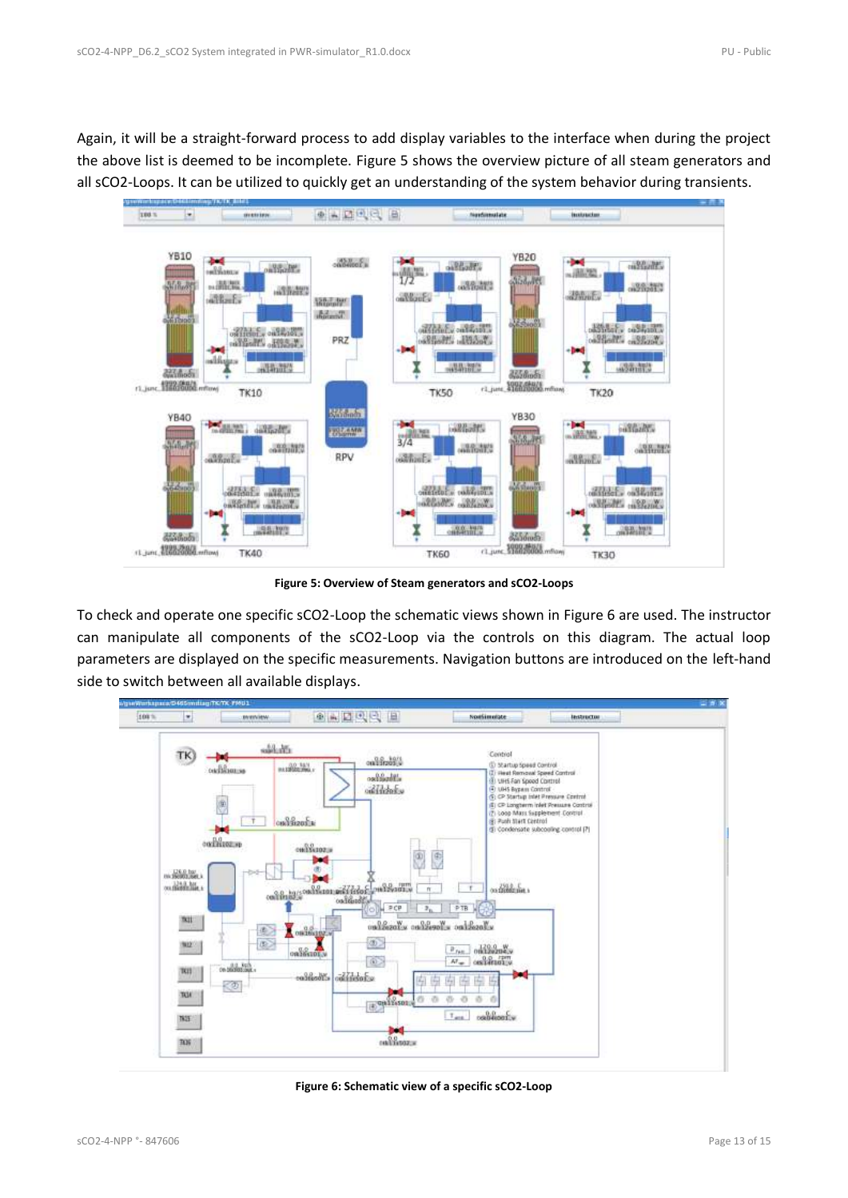Again, it will be a straight-forward process to add display variables to the interface when during the project the above list is deemed to be incomplete. Figure 5 shows the overview picture of all steam generators and all sCO2-Loops. It can be utilized to quickly get an understanding of the system behavior during transients.

**Figure 5: Overview of Steam generators and sCO2-Loops**

To check and operate one specific sCO2-Loop the schematic views shown in Figure 6 are used. The instructor can manipulate all components of the sCO2-Loop via the controls on this diagram. The actual loop parameters are displayed on the specific measurements. Navigation buttons are introduced on the left-hand side to switch between all available displays.

**Figure 6: Schematic view of a specific sCO2-Loop**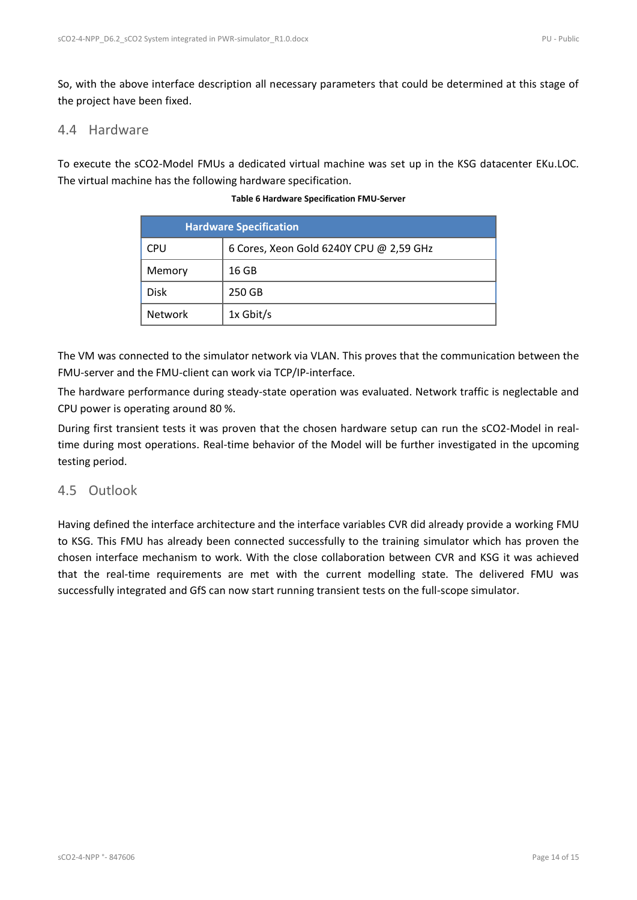So, with the above interface description all necessary parameters that could be determined at this stage of the project have been fixed.

## 4.4 Hardware

To execute the sCO2-Model FMUs a dedicated virtual machine was set up in the KSG datacenter EKu.LOC. The virtual machine has the following hardware specification.

**Table 6 Hardware Specification FMU-Server**

| Hardware Specification | |
|---|---|
| CPU | 6 Cores, Xeon Gold 6240Y CPU @ 2,59 GHz |
| Memory | 16 GB |
| Disk | 250 GB |
| Network | 1x Gbit/s |

The VM was connected to the simulator network via VLAN. This proves that the communication between the FMU-server and the FMU-client can work via TCP/IP-interface.

The hardware performance during steady-state operation was evaluated. Network traffic is neglectable and CPU power is operating around 80 %.

During first transient tests it was proven that the chosen hardware setup can run the sCO2-Model in real-time during most operations. Real-time behavior of the Model will be further investigated in the upcoming testing period.

## 4.5 Outlook

Having defined the interface architecture and the interface variables CVR did already provide a working FMU to KSG. This FMU has already been connected successfully to the training simulator which has proven the chosen interface mechanism to work. With the close collaboration between CVR and KSG it was achieved that the real-time requirements are met with the current modelling state. The delivered FMU was successfully integrated and GfS can now start running transient tests on the full-scope simulator.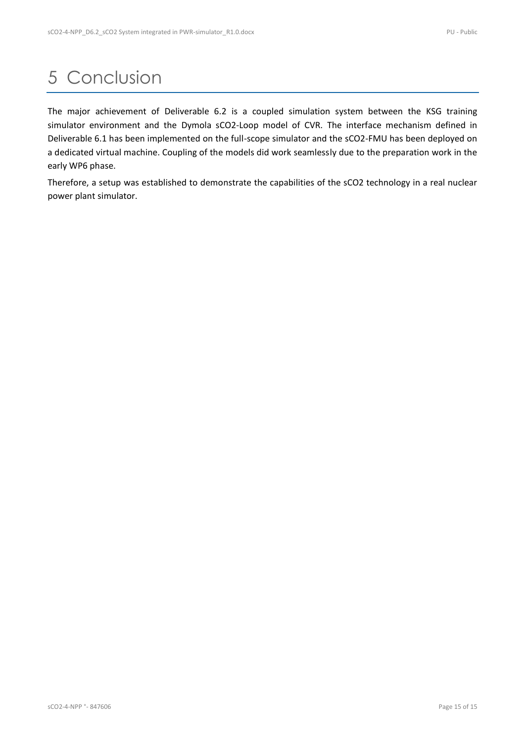# 5 Conclusion

The major achievement of Deliverable 6.2 is a coupled simulation system between the KSG training simulator environment and the Dymola sCO2-Loop model of CVR. The interface mechanism defined in Deliverable 6.1 has been implemented on the full-scope simulator and the sCO2-FMU has been deployed on a dedicated virtual machine. Coupling of the models did work seamlessly due to the preparation work in the early WP6 phase.

Therefore, a setup was established to demonstrate the capabilities of the sCO2 technology in a real nuclear power plant simulator.